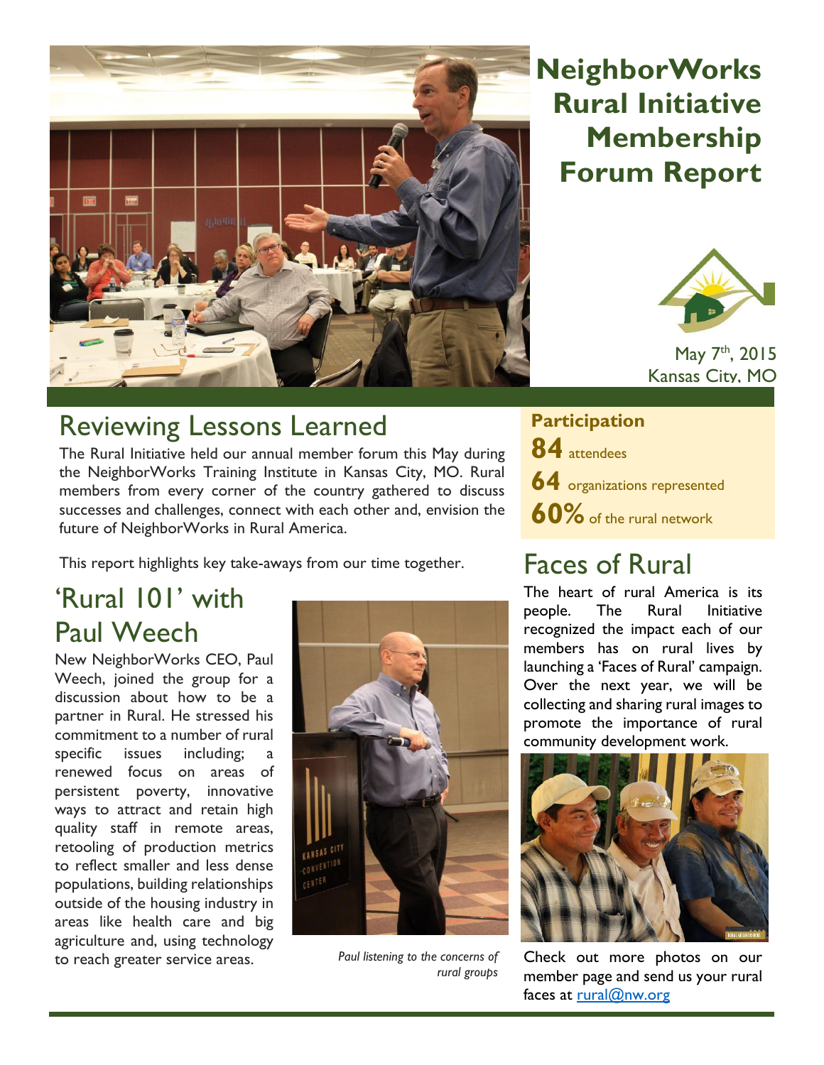# NeighborWorks Rural Initiative Membership Forum Report

May 7th, 2015
Kansas City, MO

## Reviewing Lessons Learned

The Rural Initiative held our annual member forum this May during the NeighborWorks Training Institute in Kansas City, MO. Rural members from every corner of the country gathered to discuss successes and challenges, connect with each other and, envision the future of NeighborWorks in Rural America.

This report highlights key take-aways from our time together.

## 'Rural 101' with Paul Weech

New NeighborWorks CEO, Paul Weech, joined the group for a discussion about how to be a partner in Rural. He stressed his commitment to a number of rural specific issues including; a renewed focus on areas of persistent poverty, innovative ways to attract and retain high quality staff in remote areas, retooling of production metrics to reflect smaller and less dense populations, building relationships outside of the housing industry in areas like health care and big agriculture and, using technology to reach greater service areas.

*Paul listening to the concerns of rural groups*

**Participation**

**84** attendees

**64** organizations represented

**60%** of the rural network

## Faces of Rural

The heart of rural America is its people. The Rural Initiative recognized the impact each of our members has on rural lives by launching a 'Faces of Rural' campaign. Over the next year, we will be collecting and sharing rural images to promote the importance of rural community development work.

Check out more photos on our member page and send us your rural faces at rural@nw.org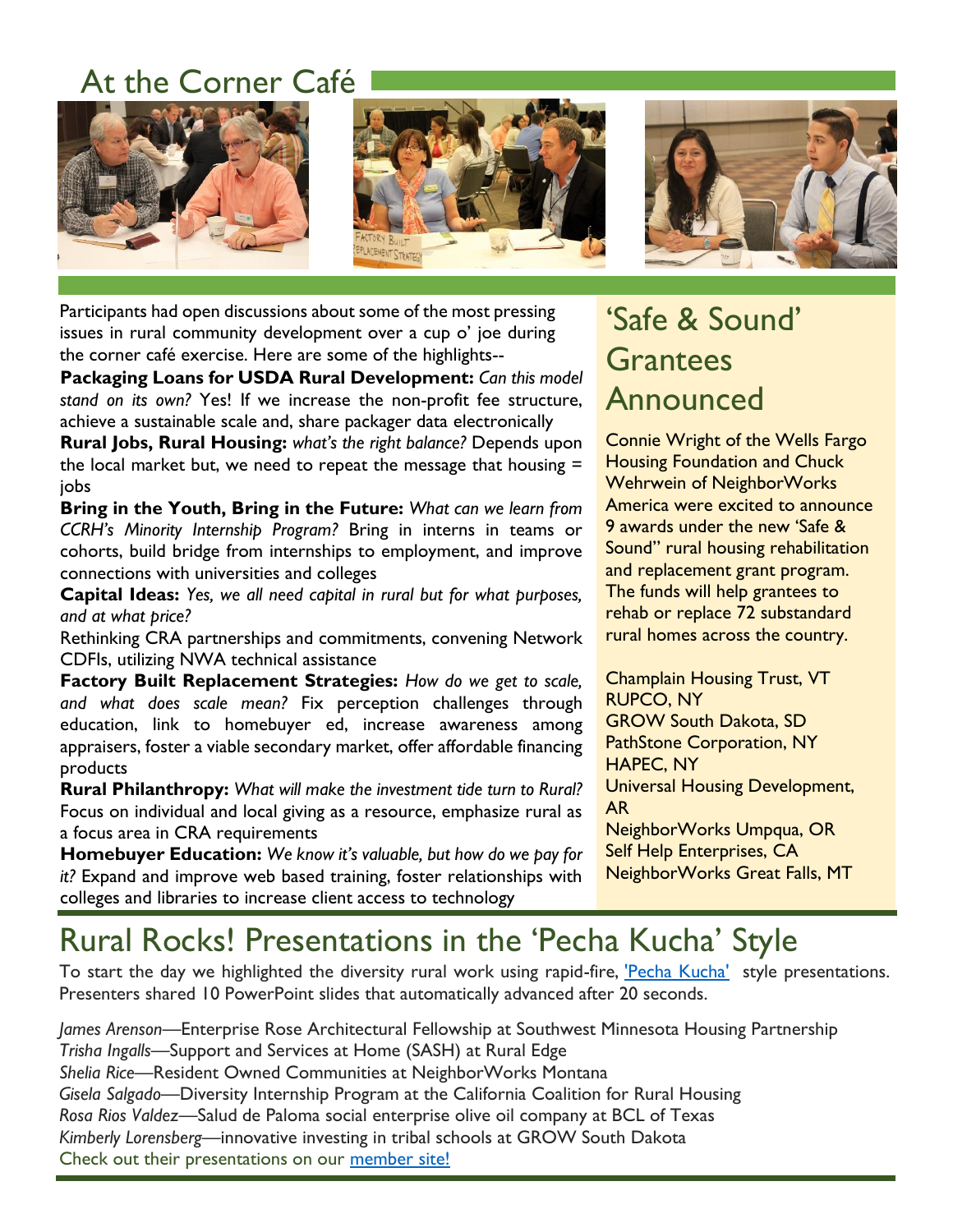## At the Corner Café

Participants had open discussions about some of the most pressing issues in rural community development over a cup o' joe during the corner café exercise. Here are some of the highlights--

**Packaging Loans for USDA Rural Development:** *Can this model stand on its own?* Yes! If we increase the non-profit fee structure, achieve a sustainable scale and, share packager data electronically

**Rural Jobs, Rural Housing:** *what's the right balance?* Depends upon the local market but, we need to repeat the message that housing = jobs

**Bring in the Youth, Bring in the Future:** *What can we learn from CCRH's Minority Internship Program?* Bring in interns in teams or cohorts, build bridge from internships to employment, and improve connections with universities and colleges

**Capital Ideas:** *Yes, we all need capital in rural but for what purposes, and at what price?*

Rethinking CRA partnerships and commitments, convening Network CDFIs, utilizing NWA technical assistance

**Factory Built Replacement Strategies:** *How do we get to scale, and what does scale mean?* Fix perception challenges through education, link to homebuyer ed, increase awareness among appraisers, foster a viable secondary market, offer affordable financing products

**Rural Philanthropy:** *What will make the investment tide turn to Rural?* Focus on individual and local giving as a resource, emphasize rural as a focus area in CRA requirements

**Homebuyer Education:** *We know it's valuable, but how do we pay for it?* Expand and improve web based training, foster relationships with colleges and libraries to increase client access to technology

## 'Safe & Sound' Grantees Announced

Connie Wright of the Wells Fargo Housing Foundation and Chuck Wehrwein of NeighborWorks America were excited to announce 9 awards under the new 'Safe & Sound" rural housing rehabilitation and replacement grant program. The funds will help grantees to rehab or replace 72 substandard rural homes across the country.

Champlain Housing Trust, VT
RUPCO, NY
GROW South Dakota, SD
PathStone Corporation, NY
HAPEC, NY
Universal Housing Development, AR
NeighborWorks Umpqua, OR
Self Help Enterprises, CA
NeighborWorks Great Falls, MT

## Rural Rocks! Presentations in the 'Pecha Kucha' Style

To start the day we highlighted the diversity rural work using rapid-fire, 'Pecha Kucha' style presentations. Presenters shared 10 PowerPoint slides that automatically advanced after 20 seconds.

*James Arenson*—Enterprise Rose Architectural Fellowship at Southwest Minnesota Housing Partnership
*Trisha Ingalls*—Support and Services at Home (SASH) at Rural Edge
*Shelia Rice*—Resident Owned Communities at NeighborWorks Montana
*Gisela Salgado*—Diversity Internship Program at the California Coalition for Rural Housing
*Rosa Rios Valdez*—Salud de Paloma social enterprise olive oil company at BCL of Texas
*Kimberly Lorensberg*—innovative investing in tribal schools at GROW South Dakota
Check out their presentations on our member site!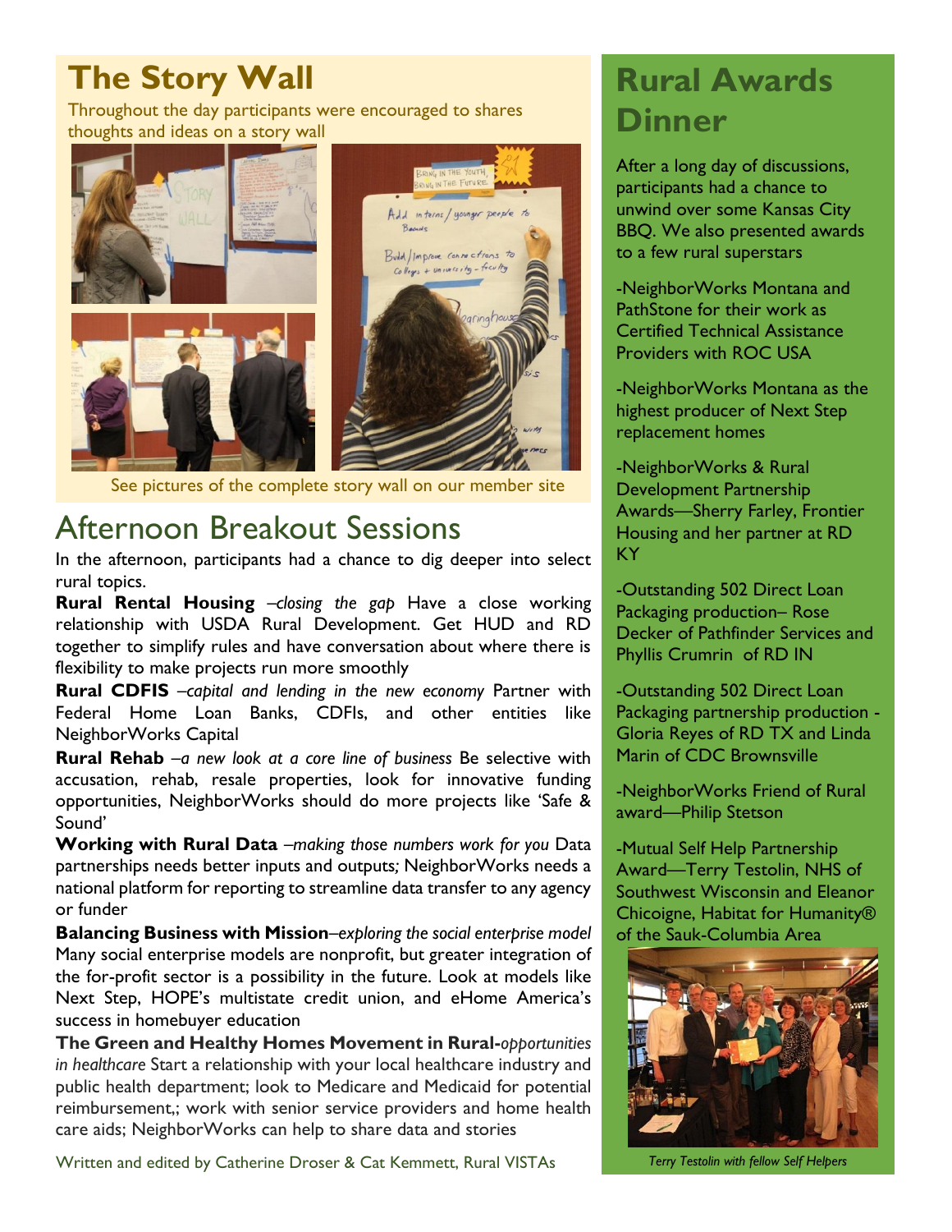## The Story Wall

Throughout the day participants were encouraged to shares thoughts and ideas on a story wall

See pictures of the complete story wall on our member site

# Afternoon Breakout Sessions

In the afternoon, participants had a chance to dig deeper into select rural topics.

**Rural Rental Housing** *–closing the gap* Have a close working relationship with USDA Rural Development. Get HUD and RD together to simplify rules and have conversation about where there is flexibility to make projects run more smoothly

**Rural CDFIS** *–capital and lending in the new economy* Partner with Federal Home Loan Banks, CDFIs, and other entities like NeighborWorks Capital

**Rural Rehab** *–a new look at a core line of business* Be selective with accusation, rehab, resale properties, look for innovative funding opportunities, NeighborWorks should do more projects like 'Safe & Sound'

**Working with Rural Data** *–making those numbers work for you* Data partnerships needs better inputs and outputs; NeighborWorks needs a national platform for reporting to streamline data transfer to any agency or funder

**Balancing Business with Mission***–exploring the social enterprise model* Many social enterprise models are nonprofit, but greater integration of the for-profit sector is a possibility in the future. Look at models like Next Step, HOPE's multistate credit union, and eHome America's success in homebuyer education

**The Green and Healthy Homes Movement in Rural-***opportunities in healthcare* Start a relationship with your local healthcare industry and public health department; look to Medicare and Medicaid for potential reimbursement,; work with senior service providers and home health care aids; NeighborWorks can help to share data and stories

Written and edited by Catherine Droser & Cat Kemmett, Rural VISTAs

## Rural Awards Dinner

After a long day of discussions, participants had a chance to unwind over some Kansas City BBQ. We also presented awards to a few rural superstars

-NeighborWorks Montana and PathStone for their work as Certified Technical Assistance Providers with ROC USA

-NeighborWorks Montana as the highest producer of Next Step replacement homes

-NeighborWorks & Rural Development Partnership Awards—Sherry Farley, Frontier Housing and her partner at RD KY

-Outstanding 502 Direct Loan Packaging production– Rose Decker of Pathfinder Services and Phyllis Crumrin of RD IN

-Outstanding 502 Direct Loan Packaging partnership production - Gloria Reyes of RD TX and Linda Marin of CDC Brownsville

-NeighborWorks Friend of Rural award—Philip Stetson

-Mutual Self Help Partnership Award—Terry Testolin, NHS of Southwest Wisconsin and Eleanor Chicoigne, Habitat for Humanity® of the Sauk-Columbia Area

*Terry Testolin with fellow Self Helpers*